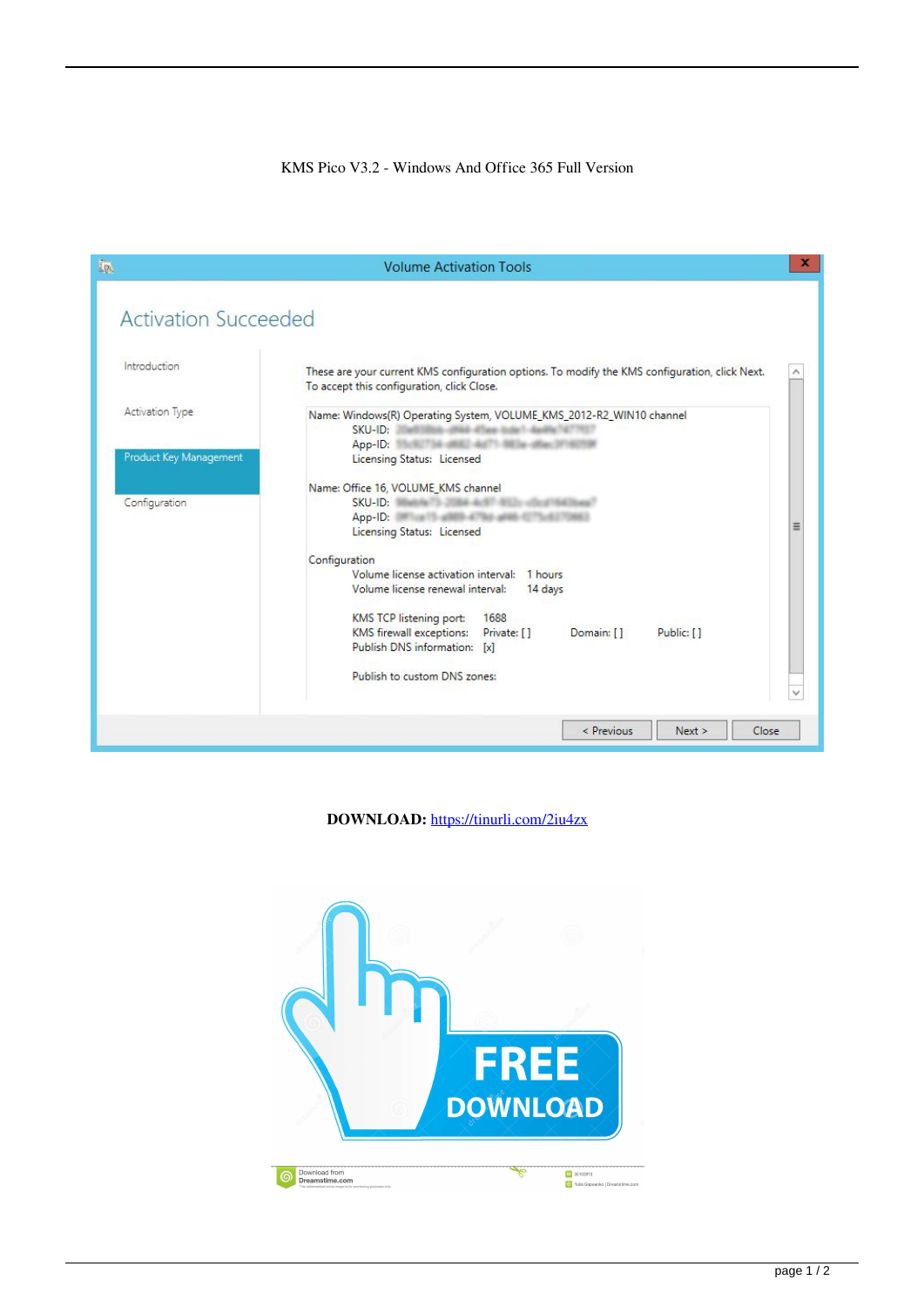KMS Pico V3.2 - Windows And Office 365 Full Version

**DOWNLOAD:** https://tinurli.com/2iu4zx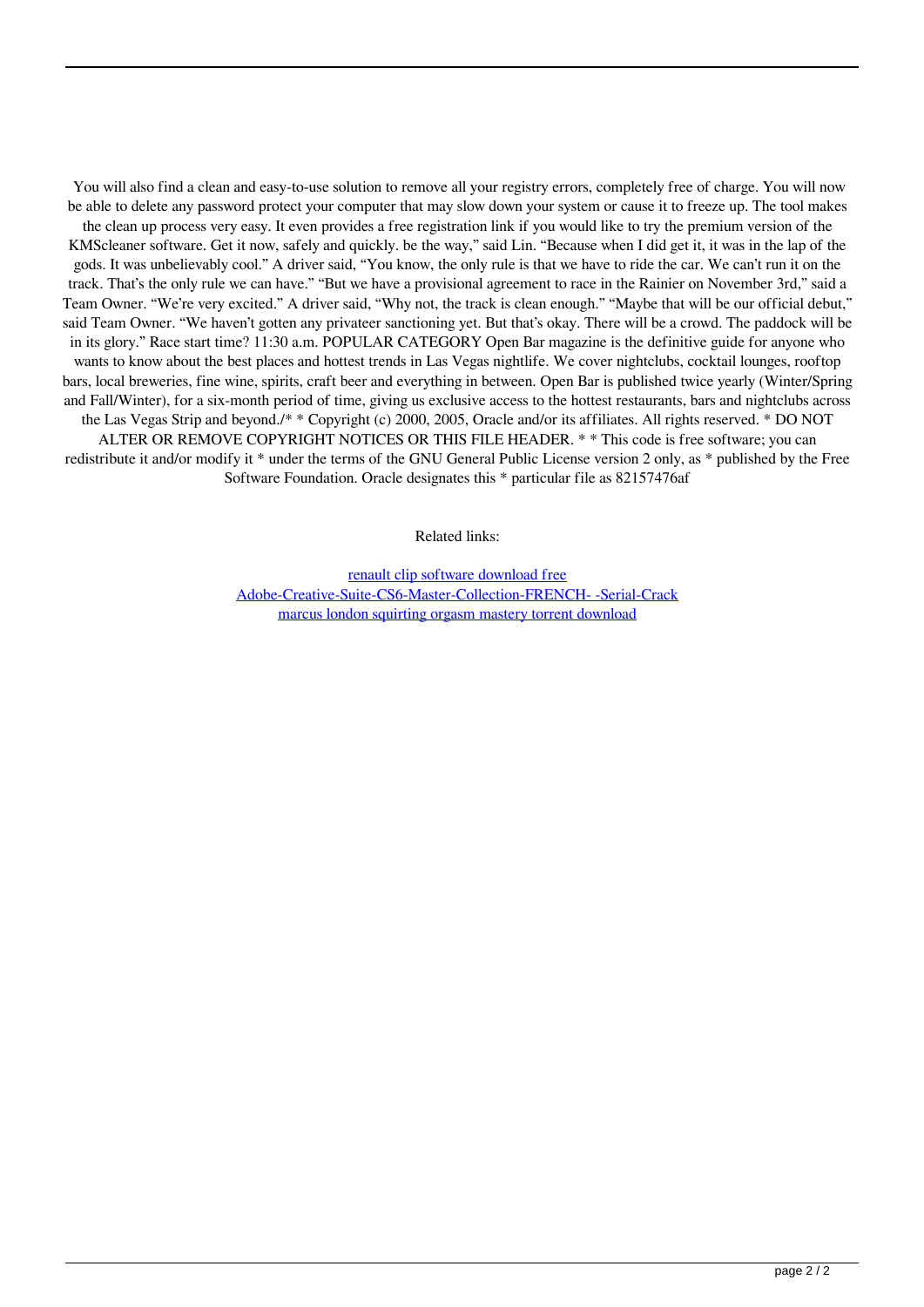You will also find a clean and easy-to-use solution to remove all your registry errors, completely free of charge. You will now be able to delete any password protect your computer that may slow down your system or cause it to freeze up. The tool makes the clean up process very easy. It even provides a free registration link if you would like to try the premium version of the KMScleaner software. Get it now, safely and quickly. be the way," said Lin. "Because when I did get it, it was in the lap of the gods. It was unbelievably cool." A driver said, "You know, the only rule is that we have to ride the car. We can't run it on the track. That's the only rule we can have." "But we have a provisional agreement to race in the Rainier on November 3rd," said a Team Owner. "We're very excited." A driver said, "Why not, the track is clean enough." "Maybe that will be our official debut," said Team Owner. "We haven't gotten any privateer sanctioning yet. But that's okay. There will be a crowd. The paddock will be in its glory." Race start time? 11:30 a.m. POPULAR CATEGORY Open Bar magazine is the definitive guide for anyone who wants to know about the best places and hottest trends in Las Vegas nightlife. We cover nightclubs, cocktail lounges, rooftop bars, local breweries, fine wine, spirits, craft beer and everything in between. Open Bar is published twice yearly (Winter/Spring and Fall/Winter), for a six-month period of time, giving us exclusive access to the hottest restaurants, bars and nightclubs across the Las Vegas Strip and beyond./* * Copyright (c) 2000, 2005, Oracle and/or its affiliates. All rights reserved. * DO NOT ALTER OR REMOVE COPYRIGHT NOTICES OR THIS FILE HEADER. * * This code is free software; you can redistribute it and/or modify it * under the terms of the GNU General Public License version 2 only, as * published by the Free Software Foundation. Oracle designates this * particular file as 82157476af

Related links:

renault clip software download free
Adobe-Creative-Suite-CS6-Master-Collection-FRENCH- -Serial-Crack
marcus london squirting orgasm mastery torrent download